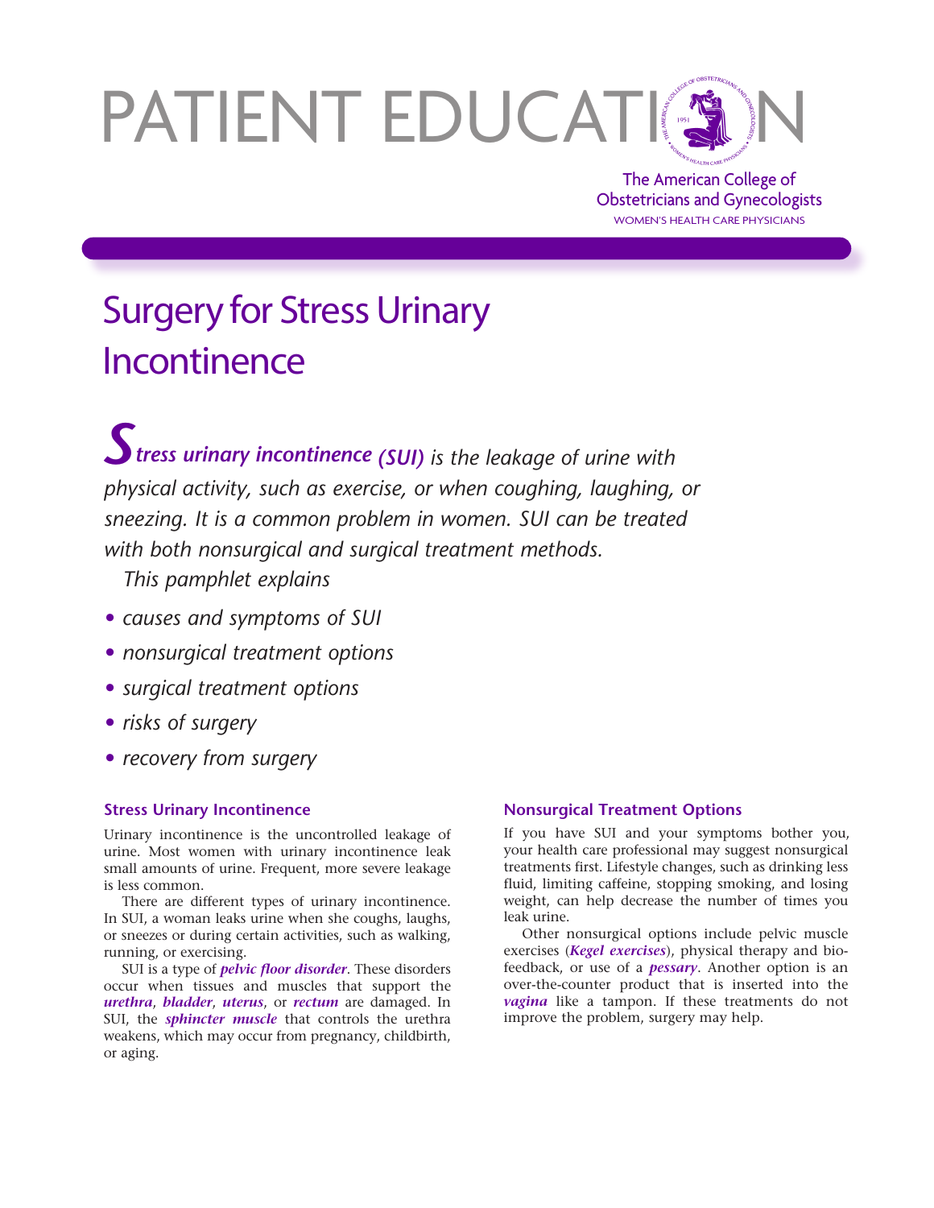# PATIENT EDUCATION

The American College of Obstetricians and Gynecologists
WOMEN'S HEALTH CARE PHYSICIANS

## Surgery for Stress Urinary Incontinence

***Stress urinary incontinence (SUI)*** *is the leakage of urine with physical activity, such as exercise, or when coughing, laughing, or sneezing. It is a common problem in women. SUI can be treated with both nonsurgical and surgical treatment methods.*

*This pamphlet explains*

- *causes and symptoms of SUI*
- *nonsurgical treatment options*
- *surgical treatment options*
- *risks of surgery*
- *recovery from surgery*

### Stress Urinary Incontinence

Urinary incontinence is the uncontrolled leakage of urine. Most women with urinary incontinence leak small amounts of urine. Frequent, more severe leakage is less common.

There are different types of urinary incontinence. In SUI, a woman leaks urine when she coughs, laughs, or sneezes or during certain activities, such as walking, running, or exercising.

SUI is a type of ***pelvic floor disorder***. These disorders occur when tissues and muscles that support the ***urethra***, ***bladder***, ***uterus***, or ***rectum*** are damaged. In SUI, the ***sphincter muscle*** that controls the urethra weakens, which may occur from pregnancy, childbirth, or aging.

### Nonsurgical Treatment Options

If you have SUI and your symptoms bother you, your health care professional may suggest nonsurgical treatments first. Lifestyle changes, such as drinking less fluid, limiting caffeine, stopping smoking, and losing weight, can help decrease the number of times you leak urine.

Other nonsurgical options include pelvic muscle exercises (***Kegel exercises***), physical therapy and biofeedback, or use of a ***pessary***. Another option is an over-the-counter product that is inserted into the ***vagina*** like a tampon. If these treatments do not improve the problem, surgery may help.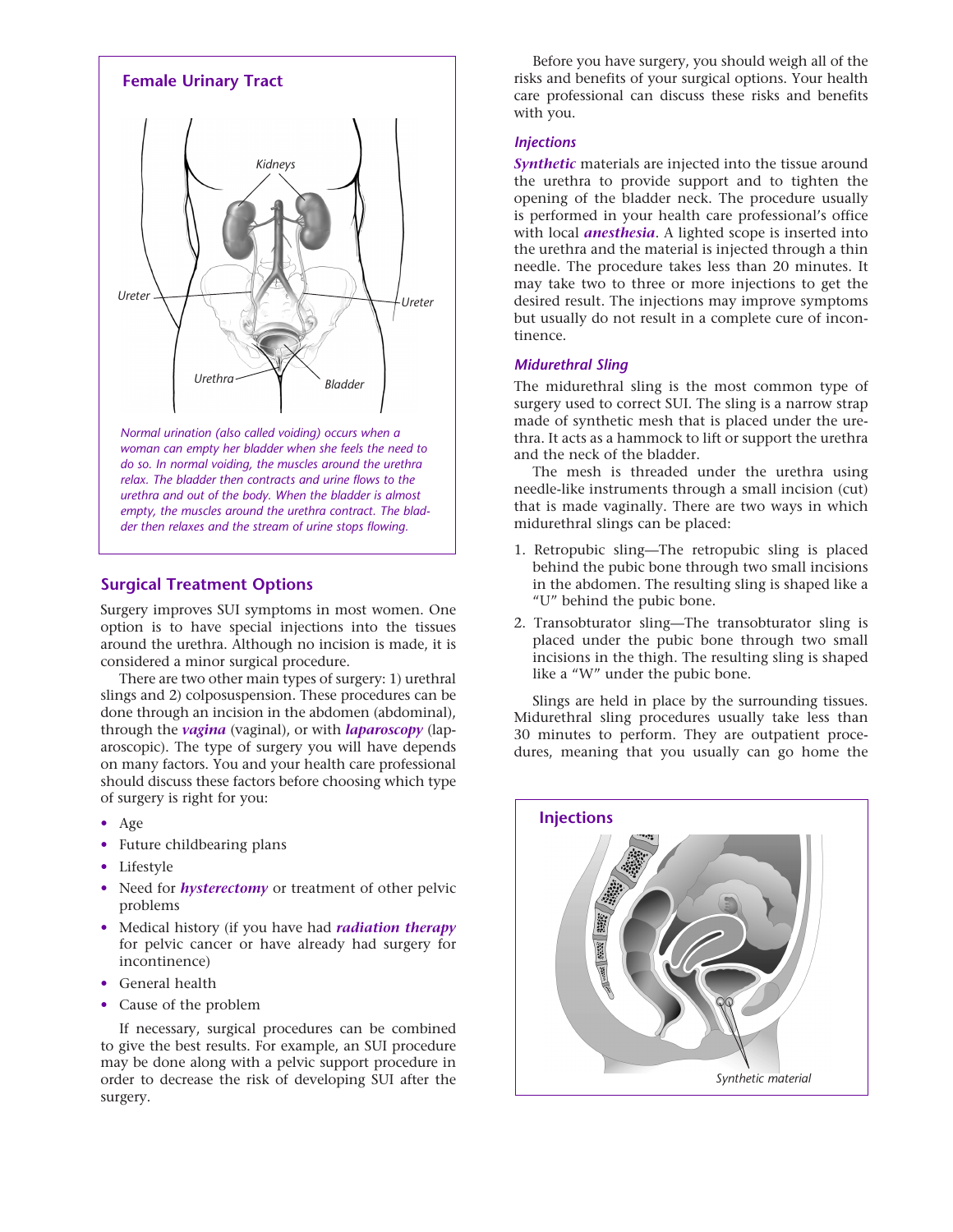## Female Urinary Tract

Kidneys

Ureter

Ureter

Urethra

Bladder

*Normal urination (also called voiding) occurs when a woman can empty her bladder when she feels the need to do so. In normal voiding, the muscles around the urethra relax. The bladder then contracts and urine flows to the urethra and out of the body. When the bladder is almost empty, the muscles around the urethra contract. The bladder then relaxes and the stream of urine stops flowing.*

## Surgical Treatment Options

Surgery improves SUI symptoms in most women. One option is to have special injections into the tissues around the urethra. Although no incision is made, it is considered a minor surgical procedure.

There are two other main types of surgery: 1) urethral slings and 2) colposuspension. These procedures can be done through an incision in the abdomen (abdominal), through the ***vagina*** (vaginal), or with ***laparoscopy*** (laparoscopic). The type of surgery you will have depends on many factors. You and your health care professional should discuss these factors before choosing which type of surgery is right for you:

- Age
- Future childbearing plans
- Lifestyle
- Need for ***hysterectomy*** or treatment of other pelvic problems
- Medical history (if you have had ***radiation therapy*** for pelvic cancer or have already had surgery for incontinence)
- General health
- Cause of the problem

If necessary, surgical procedures can be combined to give the best results. For example, an SUI procedure may be done along with a pelvic support procedure in order to decrease the risk of developing SUI after the surgery.

Before you have surgery, you should weigh all of the risks and benefits of your surgical options. Your health care professional can discuss these risks and benefits with you.

### *Injections*

***Synthetic*** materials are injected into the tissue around the urethra to provide support and to tighten the opening of the bladder neck. The procedure usually is performed in your health care professional's office with local ***anesthesia***. A lighted scope is inserted into the urethra and the material is injected through a thin needle. The procedure takes less than 20 minutes. It may take two to three or more injections to get the desired result. The injections may improve symptoms but usually do not result in a complete cure of incontinence.

### *Midurethral Sling*

The midurethral sling is the most common type of surgery used to correct SUI. The sling is a narrow strap made of synthetic mesh that is placed under the urethra. It acts as a hammock to lift or support the urethra and the neck of the bladder.

The mesh is threaded under the urethra using needle-like instruments through a small incision (cut) that is made vaginally. There are two ways in which midurethral slings can be placed:

1. Retropubic sling—The retropubic sling is placed behind the pubic bone through two small incisions in the abdomen. The resulting sling is shaped like a "U" behind the pubic bone.
2. Transobturator sling—The transobturator sling is placed under the pubic bone through two small incisions in the thigh. The resulting sling is shaped like a "W" under the pubic bone.

Slings are held in place by the surrounding tissues. Midurethral sling procedures usually take less than 30 minutes to perform. They are outpatient procedures, meaning that you usually can go home the

## Injections

Synthetic material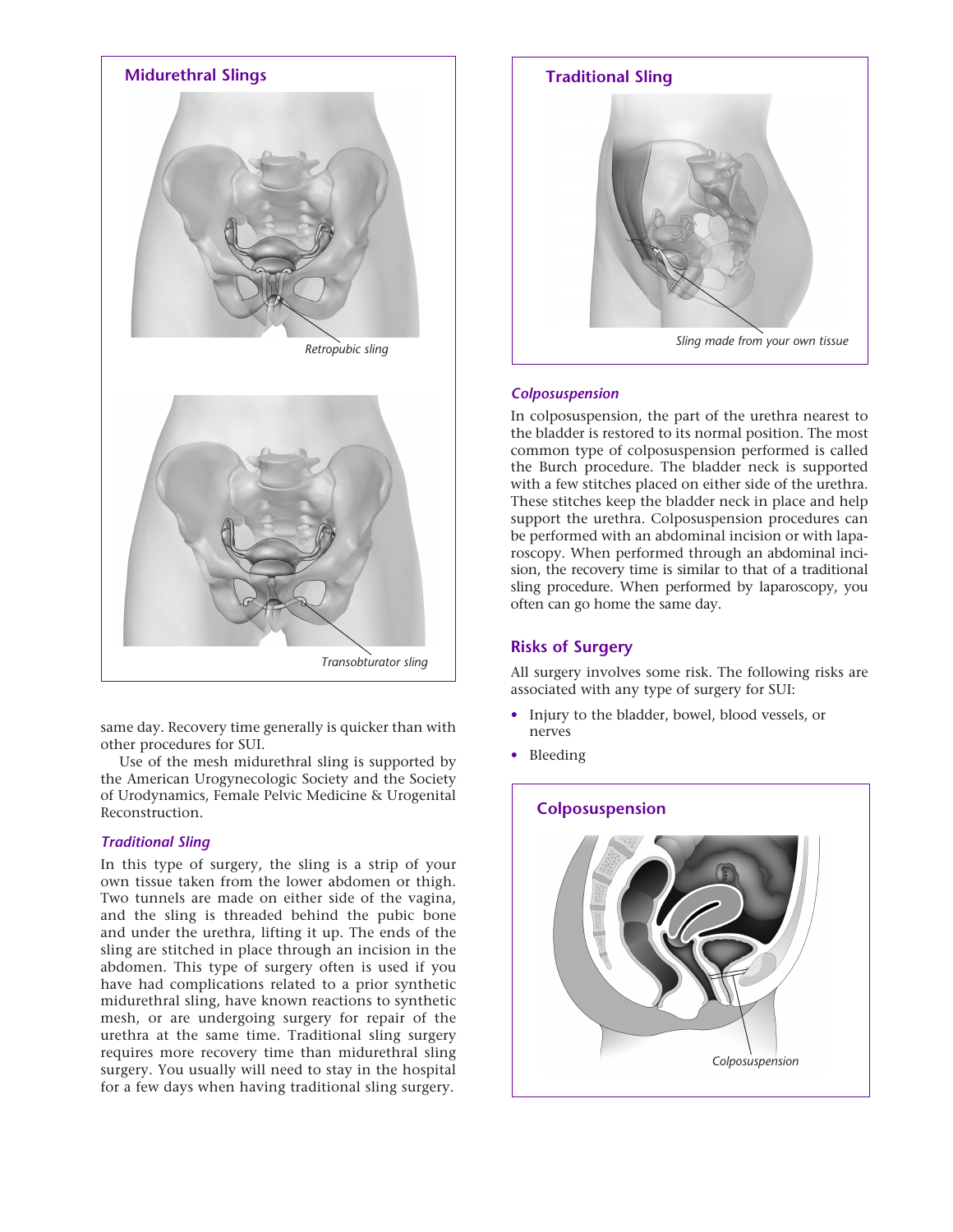## Midurethral Slings

Retropubic sling

Transobturator sling

same day. Recovery time generally is quicker than with other procedures for SUI.

Use of the mesh midurethral sling is supported by the American Urogynecologic Society and the Society of Urodynamics, Female Pelvic Medicine & Urogenital Reconstruction.

### *Traditional Sling*

In this type of surgery, the sling is a strip of your own tissue taken from the lower abdomen or thigh. Two tunnels are made on either side of the vagina, and the sling is threaded behind the pubic bone and under the urethra, lifting it up. The ends of the sling are stitched in place through an incision in the abdomen. This type of surgery often is used if you have had complications related to a prior synthetic midurethral sling, have known reactions to synthetic mesh, or are undergoing surgery for repair of the urethra at the same time. Traditional sling surgery requires more recovery time than midurethral sling surgery. You usually will need to stay in the hospital for a few days when having traditional sling surgery.

## Traditional Sling

Sling made from your own tissue

### *Colposuspension*

In colposuspension, the part of the urethra nearest to the bladder is restored to its normal position. The most common type of colposuspension performed is called the Burch procedure. The bladder neck is supported with a few stitches placed on either side of the urethra. These stitches keep the bladder neck in place and help support the urethra. Colposuspension procedures can be performed with an abdominal incision or with laparoscopy. When performed through an abdominal incision, the recovery time is similar to that of a traditional sling procedure. When performed by laparoscopy, you often can go home the same day.

## Risks of Surgery

All surgery involves some risk. The following risks are associated with any type of surgery for SUI:

- Injury to the bladder, bowel, blood vessels, or nerves
- Bleeding

## Colposuspension

Colposuspension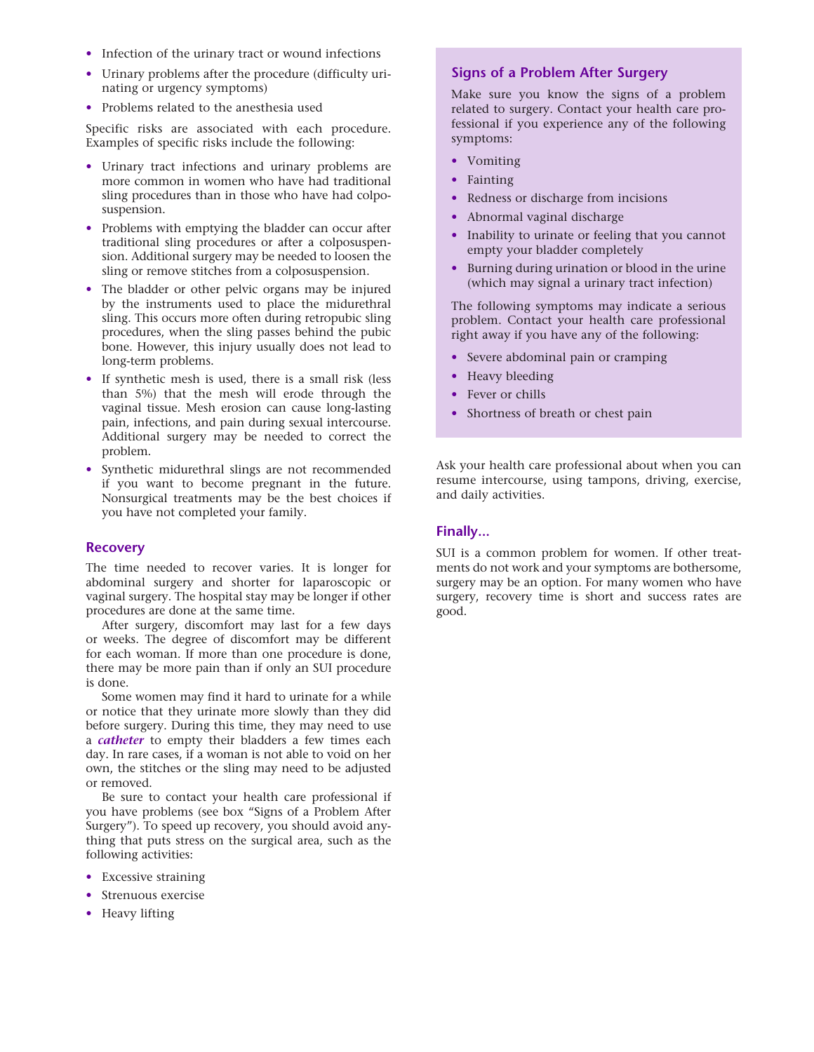- Infection of the urinary tract or wound infections
- Urinary problems after the procedure (difficulty urinating or urgency symptoms)
- Problems related to the anesthesia used

Specific risks are associated with each procedure. Examples of specific risks include the following:

- Urinary tract infections and urinary problems are more common in women who have had traditional sling procedures than in those who have had colposuspension.
- Problems with emptying the bladder can occur after traditional sling procedures or after a colposuspension. Additional surgery may be needed to loosen the sling or remove stitches from a colposuspension.
- The bladder or other pelvic organs may be injured by the instruments used to place the midurethral sling. This occurs more often during retropubic sling procedures, when the sling passes behind the pubic bone. However, this injury usually does not lead to long-term problems.
- If synthetic mesh is used, there is a small risk (less than 5%) that the mesh will erode through the vaginal tissue. Mesh erosion can cause long-lasting pain, infections, and pain during sexual intercourse. Additional surgery may be needed to correct the problem.
- Synthetic midurethral slings are not recommended if you want to become pregnant in the future. Nonsurgical treatments may be the best choices if you have not completed your family.

## Recovery

The time needed to recover varies. It is longer for abdominal surgery and shorter for laparoscopic or vaginal surgery. The hospital stay may be longer if other procedures are done at the same time.

After surgery, discomfort may last for a few days or weeks. The degree of discomfort may be different for each woman. If more than one procedure is done, there may be more pain than if only an SUI procedure is done.

Some women may find it hard to urinate for a while or notice that they urinate more slowly than they did before surgery. During this time, they may need to use a ***catheter*** to empty their bladders a few times each day. In rare cases, if a woman is not able to void on her own, the stitches or the sling may need to be adjusted or removed.

Be sure to contact your health care professional if you have problems (see box "Signs of a Problem After Surgery"). To speed up recovery, you should avoid anything that puts stress on the surgical area, such as the following activities:

- Excessive straining
- Strenuous exercise
- Heavy lifting

### Signs of a Problem After Surgery

Make sure you know the signs of a problem related to surgery. Contact your health care professional if you experience any of the following symptoms:

- Vomiting
- Fainting
- Redness or discharge from incisions
- Abnormal vaginal discharge
- Inability to urinate or feeling that you cannot empty your bladder completely
- Burning during urination or blood in the urine (which may signal a urinary tract infection)

The following symptoms may indicate a serious problem. Contact your health care professional right away if you have any of the following:

- Severe abdominal pain or cramping
- Heavy bleeding
- Fever or chills
- Shortness of breath or chest pain

Ask your health care professional about when you can resume intercourse, using tampons, driving, exercise, and daily activities.

## Finally...

SUI is a common problem for women. If other treatments do not work and your symptoms are bothersome, surgery may be an option. For many women who have surgery, recovery time is short and success rates are good.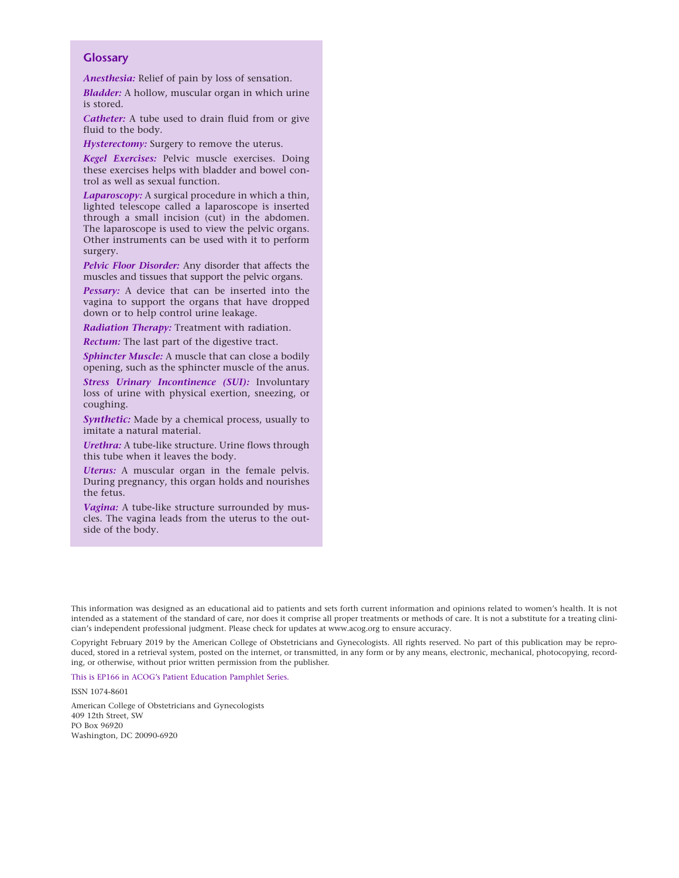## Glossary

***Anesthesia:*** Relief of pain by loss of sensation.

***Bladder:*** A hollow, muscular organ in which urine is stored.

***Catheter:*** A tube used to drain fluid from or give fluid to the body.

***Hysterectomy:*** Surgery to remove the uterus.

***Kegel Exercises:*** Pelvic muscle exercises. Doing these exercises helps with bladder and bowel control as well as sexual function.

***Laparoscopy:*** A surgical procedure in which a thin, lighted telescope called a laparoscope is inserted through a small incision (cut) in the abdomen. The laparoscope is used to view the pelvic organs. Other instruments can be used with it to perform surgery.

***Pelvic Floor Disorder:*** Any disorder that affects the muscles and tissues that support the pelvic organs.

***Pessary:*** A device that can be inserted into the vagina to support the organs that have dropped down or to help control urine leakage.

***Radiation Therapy:*** Treatment with radiation.

***Rectum:*** The last part of the digestive tract.

***Sphincter Muscle:*** A muscle that can close a bodily opening, such as the sphincter muscle of the anus.

***Stress Urinary Incontinence (SUI):*** Involuntary loss of urine with physical exertion, sneezing, or coughing.

***Synthetic:*** Made by a chemical process, usually to imitate a natural material.

***Urethra:*** A tube-like structure. Urine flows through this tube when it leaves the body.

***Uterus:*** A muscular organ in the female pelvis. During pregnancy, this organ holds and nourishes the fetus.

***Vagina:*** A tube-like structure surrounded by muscles. The vagina leads from the uterus to the outside of the body.

This information was designed as an educational aid to patients and sets forth current information and opinions related to women's health. It is not intended as a statement of the standard of care, nor does it comprise all proper treatments or methods of care. It is not a substitute for a treating clinician's independent professional judgment. Please check for updates at www.acog.org to ensure accuracy.

Copyright February 2019 by the American College of Obstetricians and Gynecologists. All rights reserved. No part of this publication may be reproduced, stored in a retrieval system, posted on the internet, or transmitted, in any form or by any means, electronic, mechanical, photocopying, recording, or otherwise, without prior written permission from the publisher.

This is EP166 in ACOG's Patient Education Pamphlet Series.

ISSN 1074-8601

American College of Obstetricians and Gynecologists  
409 12th Street, SW  
PO Box 96920  
Washington, DC 20090-6920